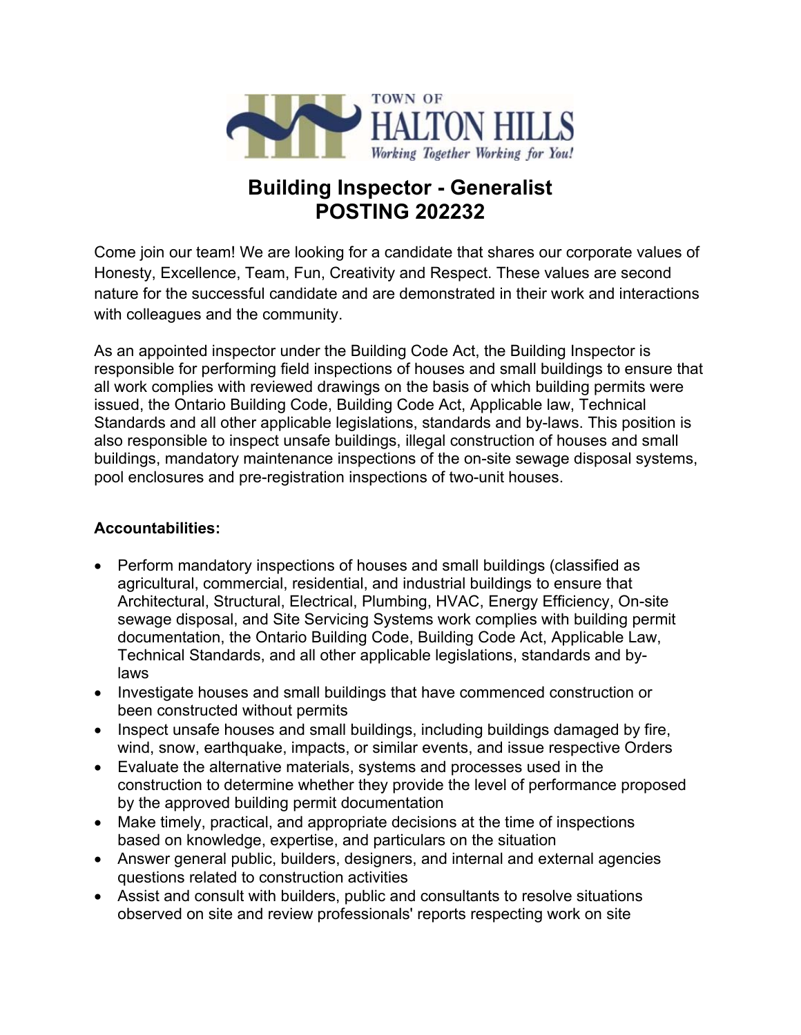TOWN OF HALTON HILLS

*Working Together Working for You!*

# Building Inspector - Generalist
# POSTING 202232

Come join our team! We are looking for a candidate that shares our corporate values of Honesty, Excellence, Team, Fun, Creativity and Respect. These values are second nature for the successful candidate and are demonstrated in their work and interactions with colleagues and the community.

As an appointed inspector under the Building Code Act, the Building Inspector is responsible for performing field inspections of houses and small buildings to ensure that all work complies with reviewed drawings on the basis of which building permits were issued, the Ontario Building Code, Building Code Act, Applicable law, Technical Standards and all other applicable legislations, standards and by-laws. This position is also responsible to inspect unsafe buildings, illegal construction of houses and small buildings, mandatory maintenance inspections of the on-site sewage disposal systems, pool enclosures and pre-registration inspections of two-unit houses.

**Accountabilities:**

- Perform mandatory inspections of houses and small buildings (classified as agricultural, commercial, residential, and industrial buildings to ensure that Architectural, Structural, Electrical, Plumbing, HVAC, Energy Efficiency, On-site sewage disposal, and Site Servicing Systems work complies with building permit documentation, the Ontario Building Code, Building Code Act, Applicable Law, Technical Standards, and all other applicable legislations, standards and by-laws
- Investigate houses and small buildings that have commenced construction or been constructed without permits
- Inspect unsafe houses and small buildings, including buildings damaged by fire, wind, snow, earthquake, impacts, or similar events, and issue respective Orders
- Evaluate the alternative materials, systems and processes used in the construction to determine whether they provide the level of performance proposed by the approved building permit documentation
- Make timely, practical, and appropriate decisions at the time of inspections based on knowledge, expertise, and particulars on the situation
- Answer general public, builders, designers, and internal and external agencies questions related to construction activities
- Assist and consult with builders, public and consultants to resolve situations observed on site and review professionals' reports respecting work on site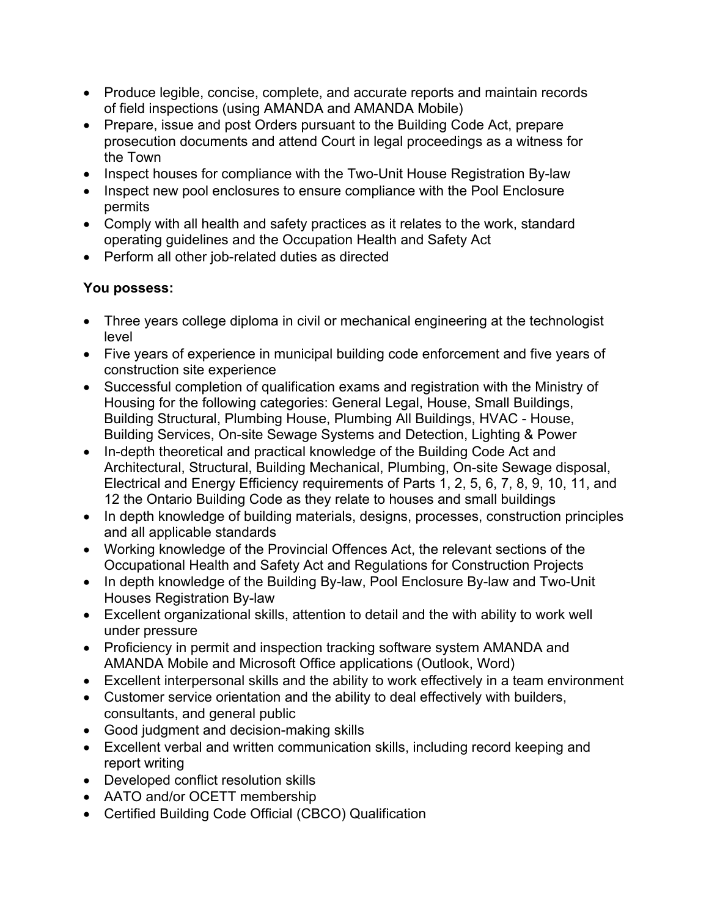- Produce legible, concise, complete, and accurate reports and maintain records of field inspections (using AMANDA and AMANDA Mobile)
- Prepare, issue and post Orders pursuant to the Building Code Act, prepare prosecution documents and attend Court in legal proceedings as a witness for the Town
- Inspect houses for compliance with the Two-Unit House Registration By-law
- Inspect new pool enclosures to ensure compliance with the Pool Enclosure permits
- Comply with all health and safety practices as it relates to the work, standard operating guidelines and the Occupation Health and Safety Act
- Perform all other job-related duties as directed

**You possess:**

- Three years college diploma in civil or mechanical engineering at the technologist level
- Five years of experience in municipal building code enforcement and five years of construction site experience
- Successful completion of qualification exams and registration with the Ministry of Housing for the following categories: General Legal, House, Small Buildings, Building Structural, Plumbing House, Plumbing All Buildings, HVAC - House, Building Services, On-site Sewage Systems and Detection, Lighting & Power
- In-depth theoretical and practical knowledge of the Building Code Act and Architectural, Structural, Building Mechanical, Plumbing, On-site Sewage disposal, Electrical and Energy Efficiency requirements of Parts 1, 2, 5, 6, 7, 8, 9, 10, 11, and 12 the Ontario Building Code as they relate to houses and small buildings
- In depth knowledge of building materials, designs, processes, construction principles and all applicable standards
- Working knowledge of the Provincial Offences Act, the relevant sections of the Occupational Health and Safety Act and Regulations for Construction Projects
- In depth knowledge of the Building By-law, Pool Enclosure By-law and Two-Unit Houses Registration By-law
- Excellent organizational skills, attention to detail and the with ability to work well under pressure
- Proficiency in permit and inspection tracking software system AMANDA and AMANDA Mobile and Microsoft Office applications (Outlook, Word)
- Excellent interpersonal skills and the ability to work effectively in a team environment
- Customer service orientation and the ability to deal effectively with builders, consultants, and general public
- Good judgment and decision-making skills
- Excellent verbal and written communication skills, including record keeping and report writing
- Developed conflict resolution skills
- AATO and/or OCETT membership
- Certified Building Code Official (CBCO) Qualification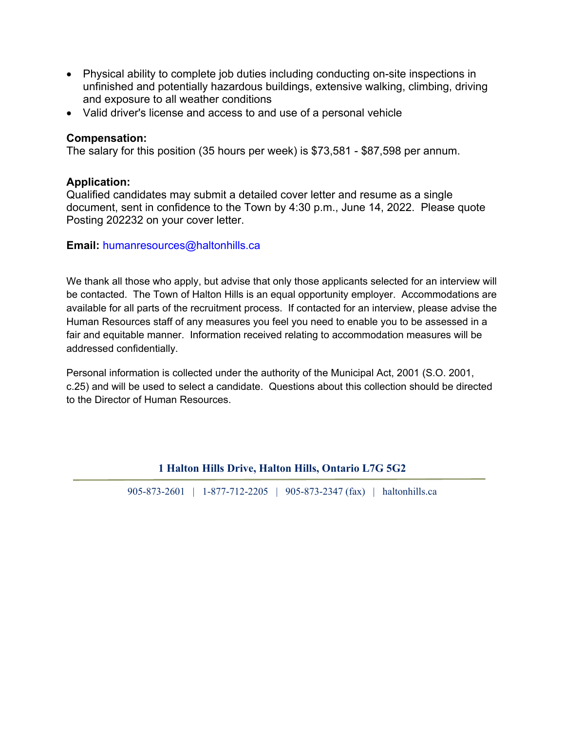- Physical ability to complete job duties including conducting on-site inspections in unfinished and potentially hazardous buildings, extensive walking, climbing, driving and exposure to all weather conditions
- Valid driver's license and access to and use of a personal vehicle

**Compensation:**
The salary for this position (35 hours per week) is $73,581 - $87,598 per annum.

**Application:**
Qualified candidates may submit a detailed cover letter and resume as a single document, sent in confidence to the Town by 4:30 p.m., June 14, 2022. Please quote Posting 202232 on your cover letter.

**Email:** humanresources@haltonhills.ca

We thank all those who apply, but advise that only those applicants selected for an interview will be contacted. The Town of Halton Hills is an equal opportunity employer. Accommodations are available for all parts of the recruitment process. If contacted for an interview, please advise the Human Resources staff of any measures you feel you need to enable you to be assessed in a fair and equitable manner. Information received relating to accommodation measures will be addressed confidentially.

Personal information is collected under the authority of the Municipal Act, 2001 (S.O. 2001, c.25) and will be used to select a candidate. Questions about this collection should be directed to the Director of Human Resources.

**1 Halton Hills Drive, Halton Hills, Ontario L7G 5G2**

905-873-2601 | 1-877-712-2205 | 905-873-2347 (fax) | haltonhills.ca